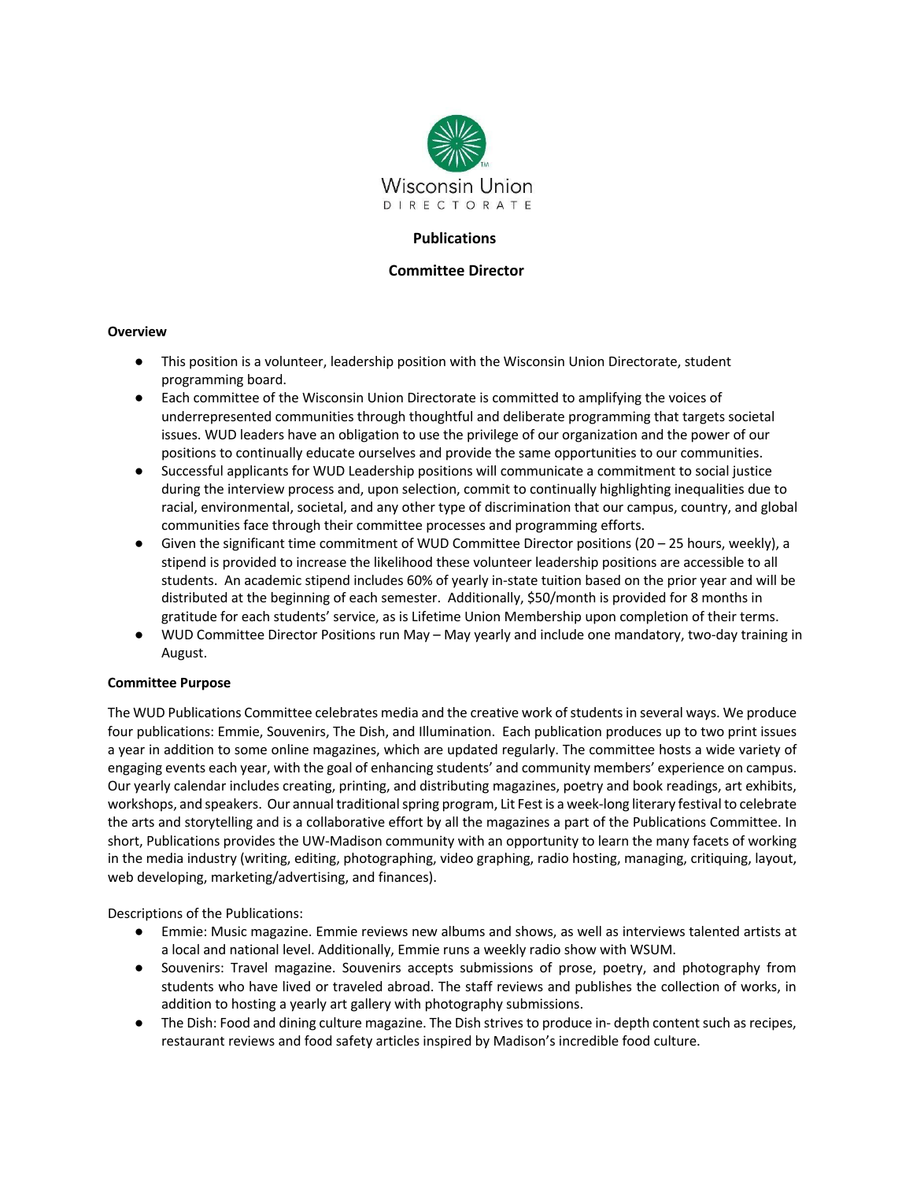Wisconsin Union
DIRECTORATE

**Publications**

**Committee Director**

**Overview**

- This position is a volunteer, leadership position with the Wisconsin Union Directorate, student programming board.
- Each committee of the Wisconsin Union Directorate is committed to amplifying the voices of underrepresented communities through thoughtful and deliberate programming that targets societal issues. WUD leaders have an obligation to use the privilege of our organization and the power of our positions to continually educate ourselves and provide the same opportunities to our communities.
- Successful applicants for WUD Leadership positions will communicate a commitment to social justice during the interview process and, upon selection, commit to continually highlighting inequalities due to racial, environmental, societal, and any other type of discrimination that our campus, country, and global communities face through their committee processes and programming efforts.
- Given the significant time commitment of WUD Committee Director positions (20 – 25 hours, weekly), a stipend is provided to increase the likelihood these volunteer leadership positions are accessible to all students. An academic stipend includes 60% of yearly in-state tuition based on the prior year and will be distributed at the beginning of each semester. Additionally, $50/month is provided for 8 months in gratitude for each students' service, as is Lifetime Union Membership upon completion of their terms.
- WUD Committee Director Positions run May – May yearly and include one mandatory, two-day training in August.

**Committee Purpose**

The WUD Publications Committee celebrates media and the creative work of students in several ways. We produce four publications: Emmie, Souvenirs, The Dish, and Illumination. Each publication produces up to two print issues a year in addition to some online magazines, which are updated regularly. The committee hosts a wide variety of engaging events each year, with the goal of enhancing students' and community members' experience on campus. Our yearly calendar includes creating, printing, and distributing magazines, poetry and book readings, art exhibits, workshops, and speakers. Our annual traditional spring program, Lit Fest is a week-long literary festival to celebrate the arts and storytelling and is a collaborative effort by all the magazines a part of the Publications Committee. In short, Publications provides the UW-Madison community with an opportunity to learn the many facets of working in the media industry (writing, editing, photographing, video graphing, radio hosting, managing, critiquing, layout, web developing, marketing/advertising, and finances).

Descriptions of the Publications:

- Emmie: Music magazine. Emmie reviews new albums and shows, as well as interviews talented artists at a local and national level. Additionally, Emmie runs a weekly radio show with WSUM.
- Souvenirs: Travel magazine. Souvenirs accepts submissions of prose, poetry, and photography from students who have lived or traveled abroad. The staff reviews and publishes the collection of works, in addition to hosting a yearly art gallery with photography submissions.
- The Dish: Food and dining culture magazine. The Dish strives to produce in- depth content such as recipes, restaurant reviews and food safety articles inspired by Madison's incredible food culture.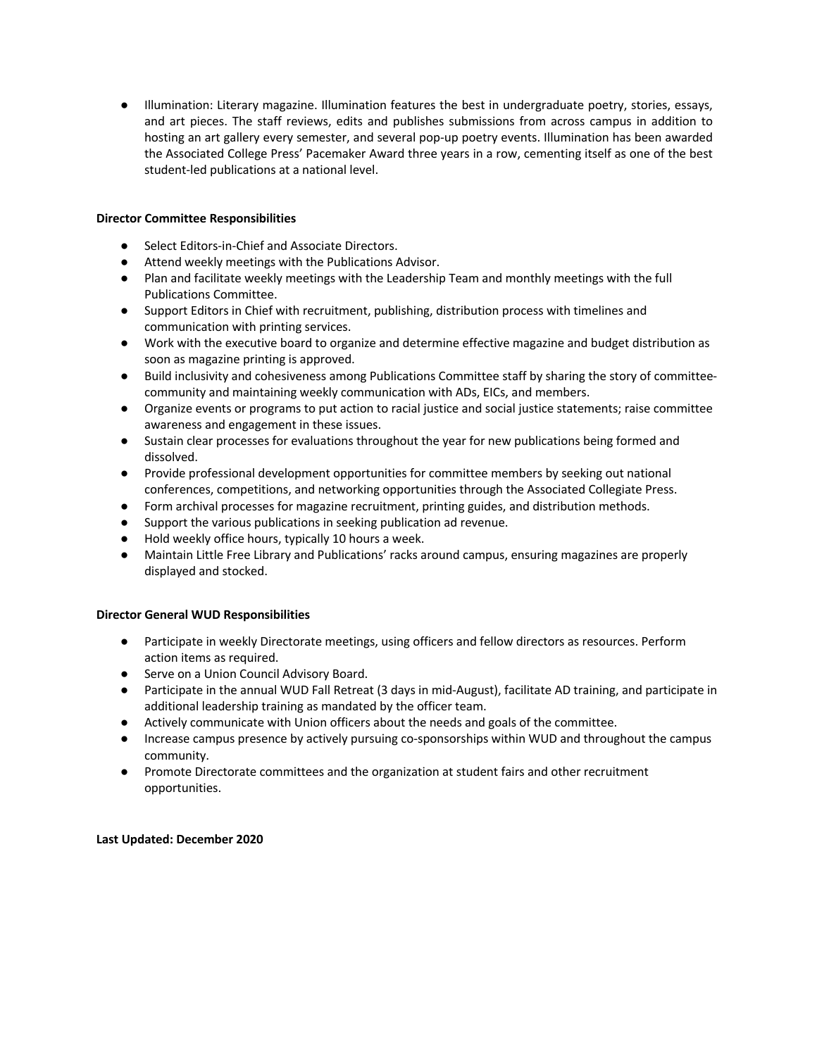- Illumination: Literary magazine. Illumination features the best in undergraduate poetry, stories, essays, and art pieces. The staff reviews, edits and publishes submissions from across campus in addition to hosting an art gallery every semester, and several pop-up poetry events. Illumination has been awarded the Associated College Press' Pacemaker Award three years in a row, cementing itself as one of the best student-led publications at a national level.

**Director Committee Responsibilities**

- Select Editors-in-Chief and Associate Directors.
- Attend weekly meetings with the Publications Advisor.
- Plan and facilitate weekly meetings with the Leadership Team and monthly meetings with the full Publications Committee.
- Support Editors in Chief with recruitment, publishing, distribution process with timelines and communication with printing services.
- Work with the executive board to organize and determine effective magazine and budget distribution as soon as magazine printing is approved.
- Build inclusivity and cohesiveness among Publications Committee staff by sharing the story of committee-community and maintaining weekly communication with ADs, EICs, and members.
- Organize events or programs to put action to racial justice and social justice statements; raise committee awareness and engagement in these issues.
- Sustain clear processes for evaluations throughout the year for new publications being formed and dissolved.
- Provide professional development opportunities for committee members by seeking out national conferences, competitions, and networking opportunities through the Associated Collegiate Press.
- Form archival processes for magazine recruitment, printing guides, and distribution methods.
- Support the various publications in seeking publication ad revenue.
- Hold weekly office hours, typically 10 hours a week.
- Maintain Little Free Library and Publications' racks around campus, ensuring magazines are properly displayed and stocked.

**Director General WUD Responsibilities**

- Participate in weekly Directorate meetings, using officers and fellow directors as resources. Perform action items as required.
- Serve on a Union Council Advisory Board.
- Participate in the annual WUD Fall Retreat (3 days in mid-August), facilitate AD training, and participate in additional leadership training as mandated by the officer team.
- Actively communicate with Union officers about the needs and goals of the committee.
- Increase campus presence by actively pursuing co-sponsorships within WUD and throughout the campus community.
- Promote Directorate committees and the organization at student fairs and other recruitment opportunities.

**Last Updated: December 2020**